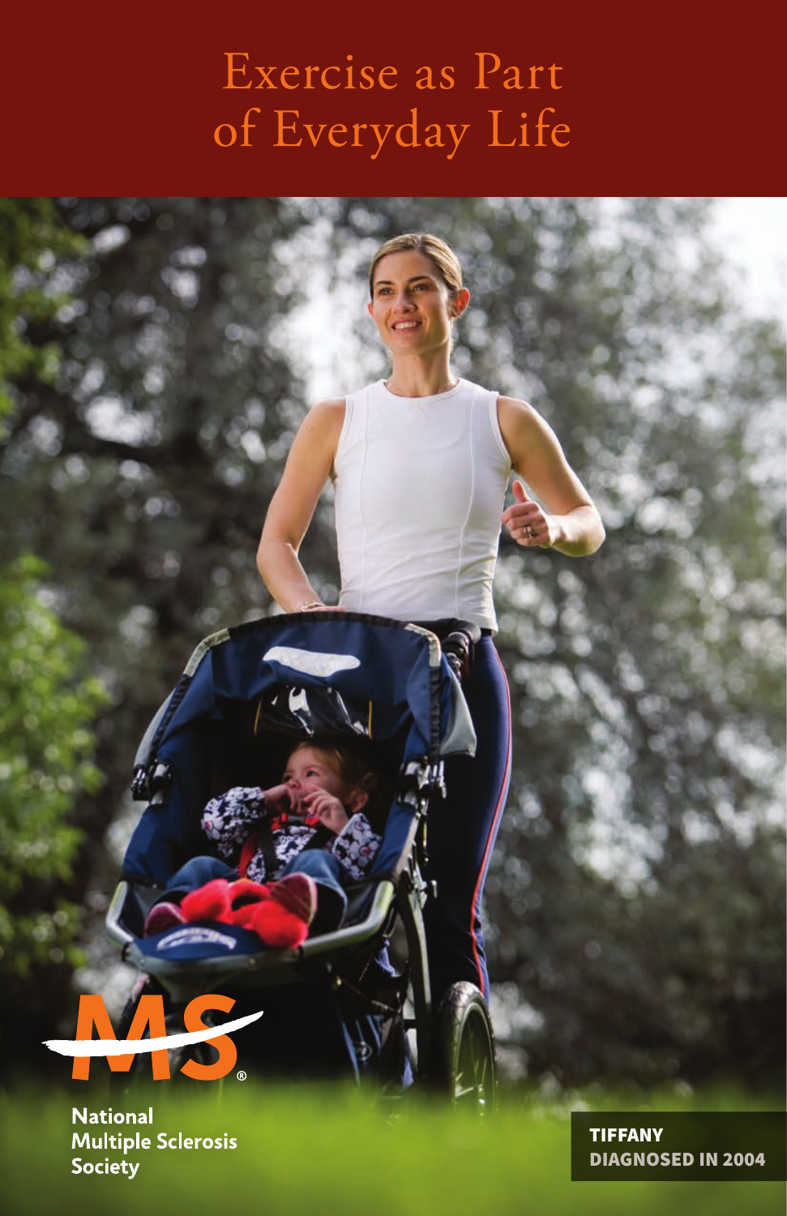# Exercise as Part of Everyday Life

National Multiple Sclerosis Society

**TIFFANY**
**DIAGNOSED IN 2004**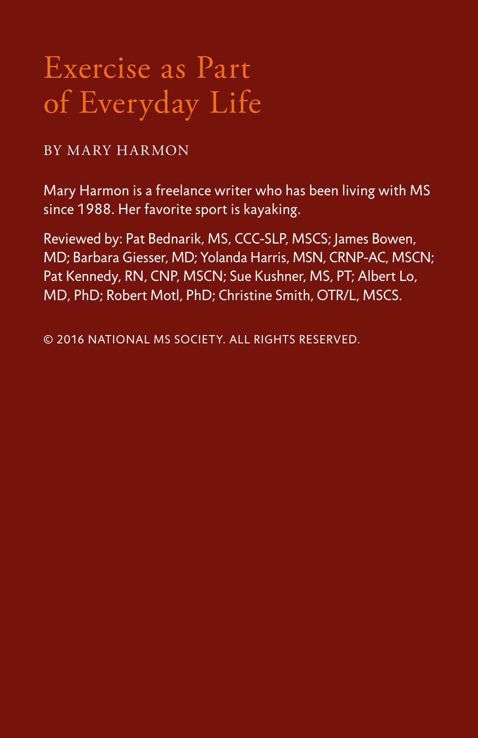# Exercise as Part of Everyday Life

BY MARY HARMON

Mary Harmon is a freelance writer who has been living with MS since 1988. Her favorite sport is kayaking.

Reviewed by: Pat Bednarik, MS, CCC-SLP, MSCS; James Bowen, MD; Barbara Giesser, MD; Yolanda Harris, MSN, CRNP-AC, MSCN; Pat Kennedy, RN, CNP, MSCN; Sue Kushner, MS, PT; Albert Lo, MD, PhD; Robert Motl, PhD; Christine Smith, OTR/L, MSCS.

© 2016 NATIONAL MS SOCIETY. ALL RIGHTS RESERVED.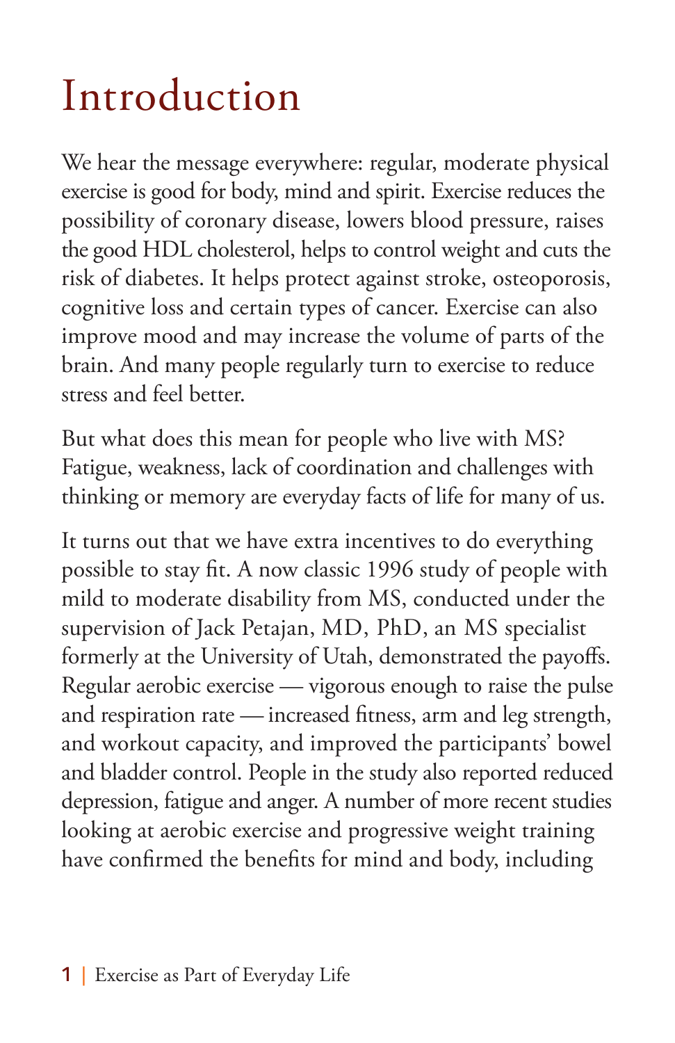# Introduction

We hear the message everywhere: regular, moderate physical exercise is good for body, mind and spirit. Exercise reduces the possibility of coronary disease, lowers blood pressure, raises the good HDL cholesterol, helps to control weight and cuts the risk of diabetes. It helps protect against stroke, osteoporosis, cognitive loss and certain types of cancer. Exercise can also improve mood and may increase the volume of parts of the brain. And many people regularly turn to exercise to reduce stress and feel better.

But what does this mean for people who live with MS? Fatigue, weakness, lack of coordination and challenges with thinking or memory are everyday facts of life for many of us.

It turns out that we have extra incentives to do everything possible to stay fit. A now classic 1996 study of people with mild to moderate disability from MS, conducted under the supervision of Jack Petajan, MD, PhD, an MS specialist formerly at the University of Utah, demonstrated the payoffs. Regular aerobic exercise — vigorous enough to raise the pulse and respiration rate — increased fitness, arm and leg strength, and workout capacity, and improved the participants' bowel and bladder control. People in the study also reported reduced depression, fatigue and anger. A number of more recent studies looking at aerobic exercise and progressive weight training have confirmed the benefits for mind and body, including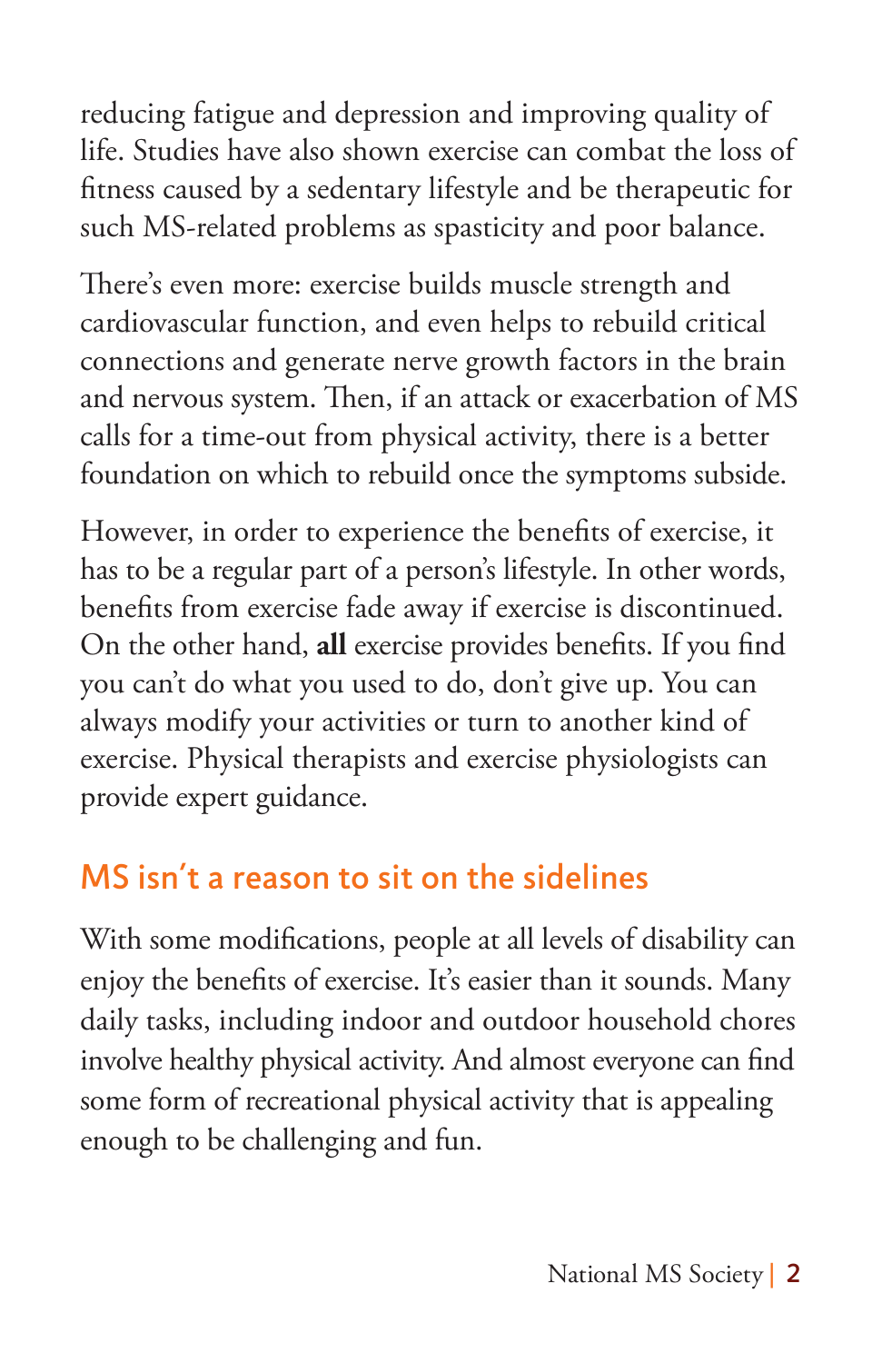reducing fatigue and depression and improving quality of life. Studies have also shown exercise can combat the loss of fitness caused by a sedentary lifestyle and be therapeutic for such MS-related problems as spasticity and poor balance.

There's even more: exercise builds muscle strength and cardiovascular function, and even helps to rebuild critical connections and generate nerve growth factors in the brain and nervous system. Then, if an attack or exacerbation of MS calls for a time-out from physical activity, there is a better foundation on which to rebuild once the symptoms subside.

However, in order to experience the benefits of exercise, it has to be a regular part of a person's lifestyle. In other words, benefits from exercise fade away if exercise is discontinued. On the other hand, **all** exercise provides benefits. If you find you can't do what you used to do, don't give up. You can always modify your activities or turn to another kind of exercise. Physical therapists and exercise physiologists can provide expert guidance.

## MS isn't a reason to sit on the sidelines

With some modifications, people at all levels of disability can enjoy the benefits of exercise. It's easier than it sounds. Many daily tasks, including indoor and outdoor household chores involve healthy physical activity. And almost everyone can find some form of recreational physical activity that is appealing enough to be challenging and fun.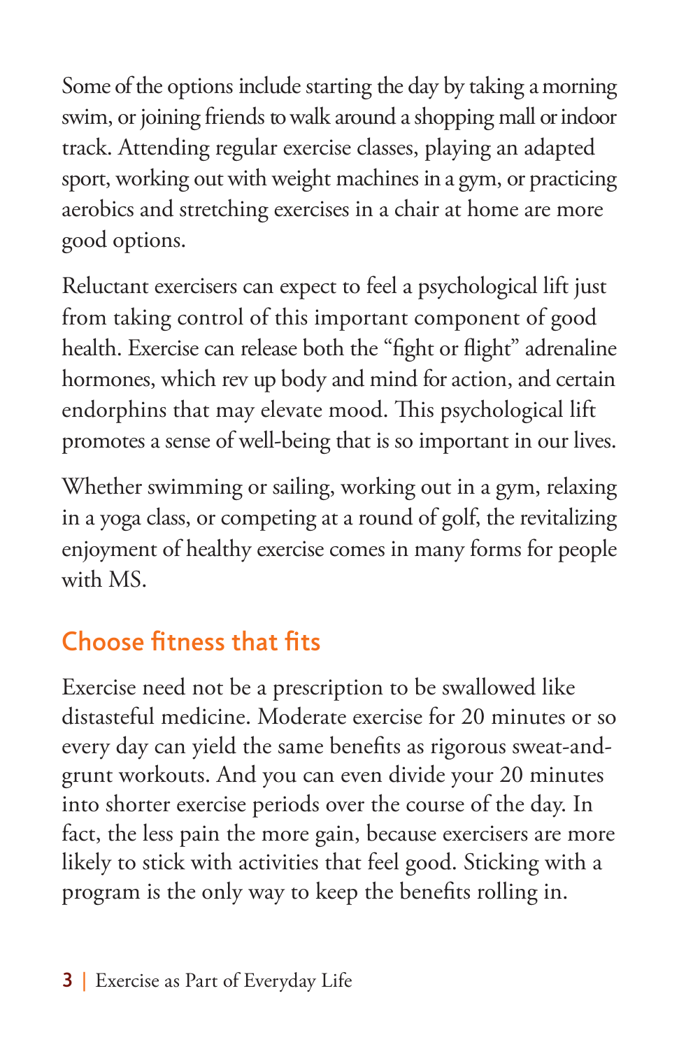Some of the options include starting the day by taking a morning swim, or joining friends to walk around a shopping mall or indoor track. Attending regular exercise classes, playing an adapted sport, working out with weight machines in a gym, or practicing aerobics and stretching exercises in a chair at home are more good options.

Reluctant exercisers can expect to feel a psychological lift just from taking control of this important component of good health. Exercise can release both the "fight or flight" adrenaline hormones, which rev up body and mind for action, and certain endorphins that may elevate mood. This psychological lift promotes a sense of well-being that is so important in our lives.

Whether swimming or sailing, working out in a gym, relaxing in a yoga class, or competing at a round of golf, the revitalizing enjoyment of healthy exercise comes in many forms for people with MS.

## Choose fitness that fits

Exercise need not be a prescription to be swallowed like distasteful medicine. Moderate exercise for 20 minutes or so every day can yield the same benefits as rigorous sweat-and-grunt workouts. And you can even divide your 20 minutes into shorter exercise periods over the course of the day. In fact, the less pain the more gain, because exercisers are more likely to stick with activities that feel good. Sticking with a program is the only way to keep the benefits rolling in.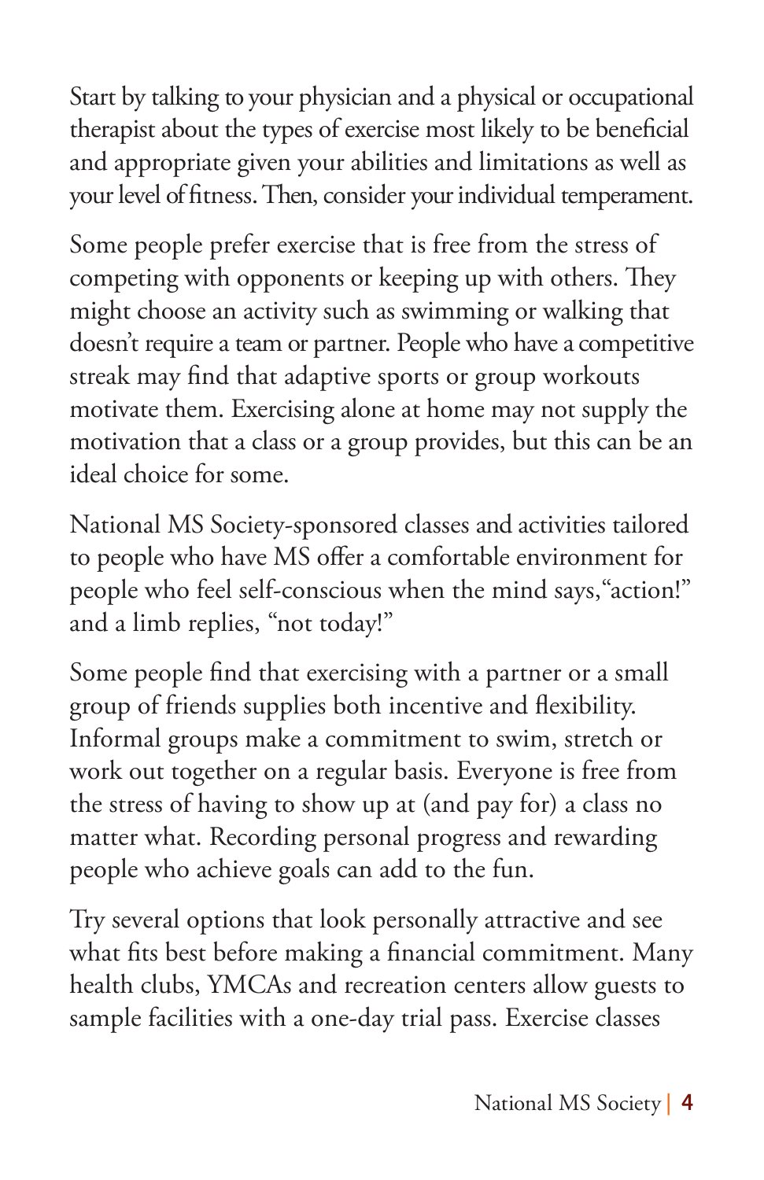Start by talking to your physician and a physical or occupational therapist about the types of exercise most likely to be beneficial and appropriate given your abilities and limitations as well as your level of fitness. Then, consider your individual temperament.

Some people prefer exercise that is free from the stress of competing with opponents or keeping up with others. They might choose an activity such as swimming or walking that doesn't require a team or partner. People who have a competitive streak may find that adaptive sports or group workouts motivate them. Exercising alone at home may not supply the motivation that a class or a group provides, but this can be an ideal choice for some.

National MS Society-sponsored classes and activities tailored to people who have MS offer a comfortable environment for people who feel self-conscious when the mind says, "action!" and a limb replies, "not today!"

Some people find that exercising with a partner or a small group of friends supplies both incentive and flexibility. Informal groups make a commitment to swim, stretch or work out together on a regular basis. Everyone is free from the stress of having to show up at (and pay for) a class no matter what. Recording personal progress and rewarding people who achieve goals can add to the fun.

Try several options that look personally attractive and see what fits best before making a financial commitment. Many health clubs, YMCAs and recreation centers allow guests to sample facilities with a one-day trial pass. Exercise classes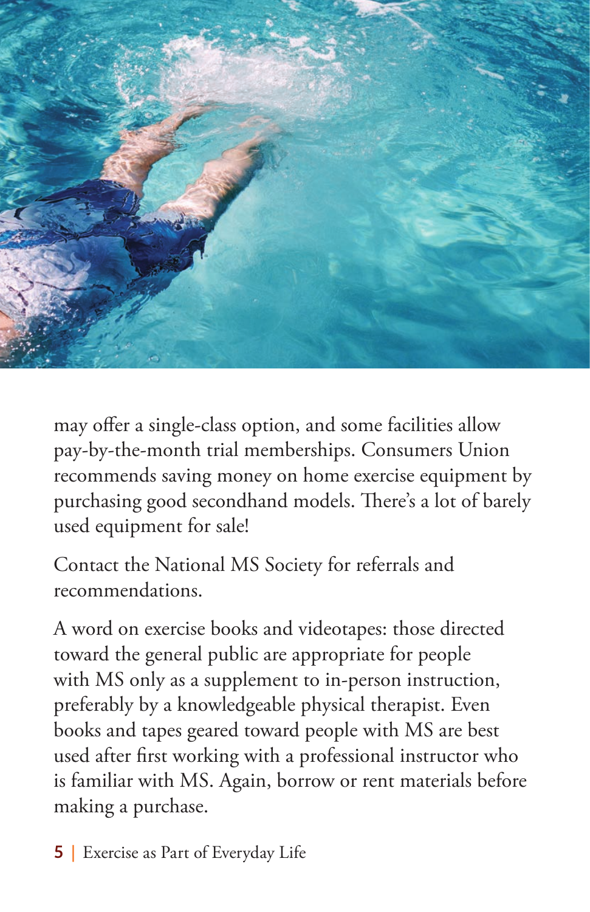may offer a single-class option, and some facilities allow pay-by-the-month trial memberships. Consumers Union recommends saving money on home exercise equipment by purchasing good secondhand models. There's a lot of barely used equipment for sale!

Contact the National MS Society for referrals and recommendations.

A word on exercise books and videotapes: those directed toward the general public are appropriate for people with MS only as a supplement to in-person instruction, preferably by a knowledgeable physical therapist. Even books and tapes geared toward people with MS are best used after first working with a professional instructor who is familiar with MS. Again, borrow or rent materials before making a purchase.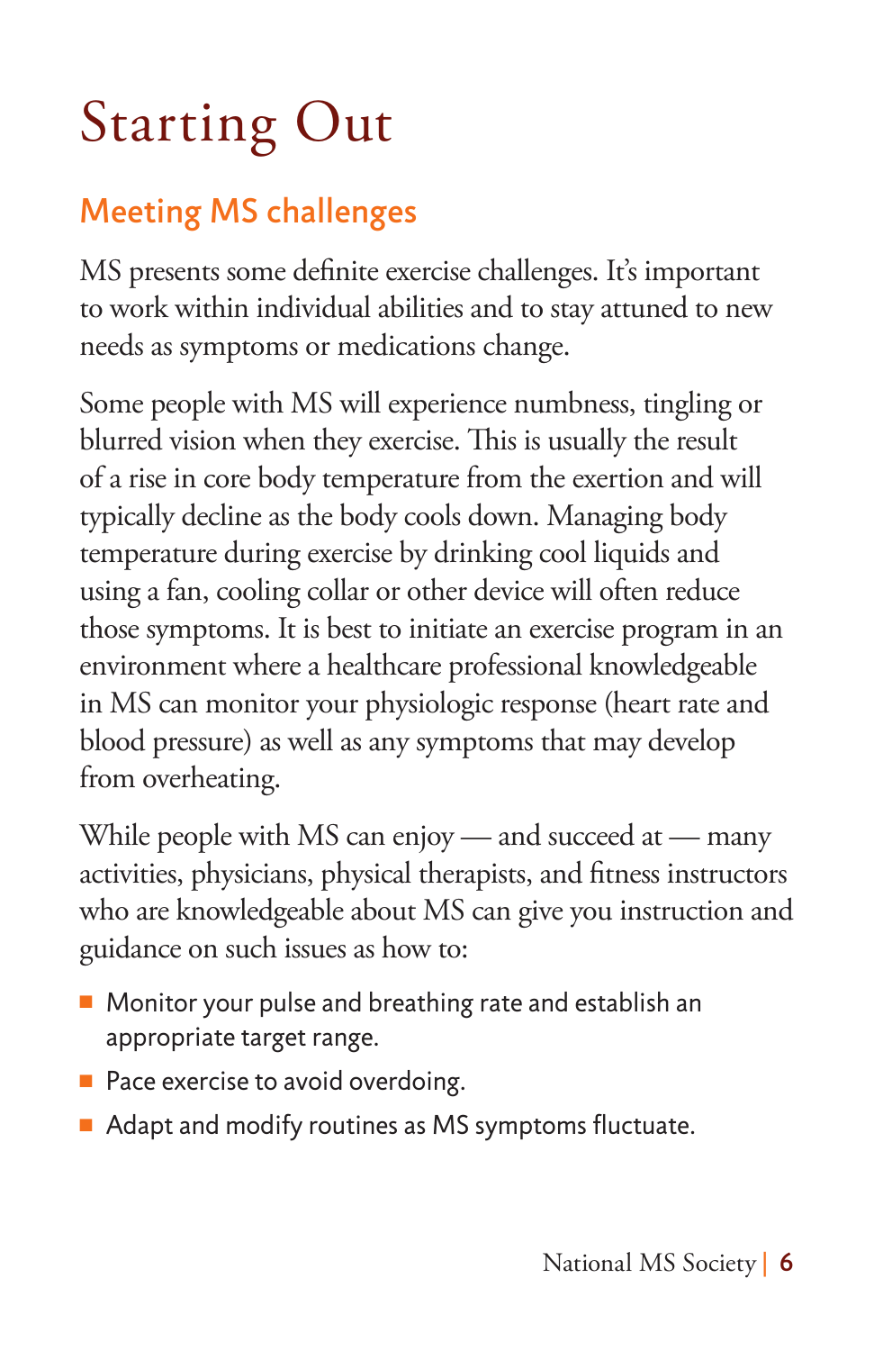# Starting Out

## Meeting MS challenges

MS presents some definite exercise challenges. It's important to work within individual abilities and to stay attuned to new needs as symptoms or medications change.

Some people with MS will experience numbness, tingling or blurred vision when they exercise. This is usually the result of a rise in core body temperature from the exertion and will typically decline as the body cools down. Managing body temperature during exercise by drinking cool liquids and using a fan, cooling collar or other device will often reduce those symptoms. It is best to initiate an exercise program in an environment where a healthcare professional knowledgeable in MS can monitor your physiologic response (heart rate and blood pressure) as well as any symptoms that may develop from overheating.

While people with MS can enjoy — and succeed at — many activities, physicians, physical therapists, and fitness instructors who are knowledgeable about MS can give you instruction and guidance on such issues as how to:

- Monitor your pulse and breathing rate and establish an appropriate target range.
- Pace exercise to avoid overdoing.
- Adapt and modify routines as MS symptoms fluctuate.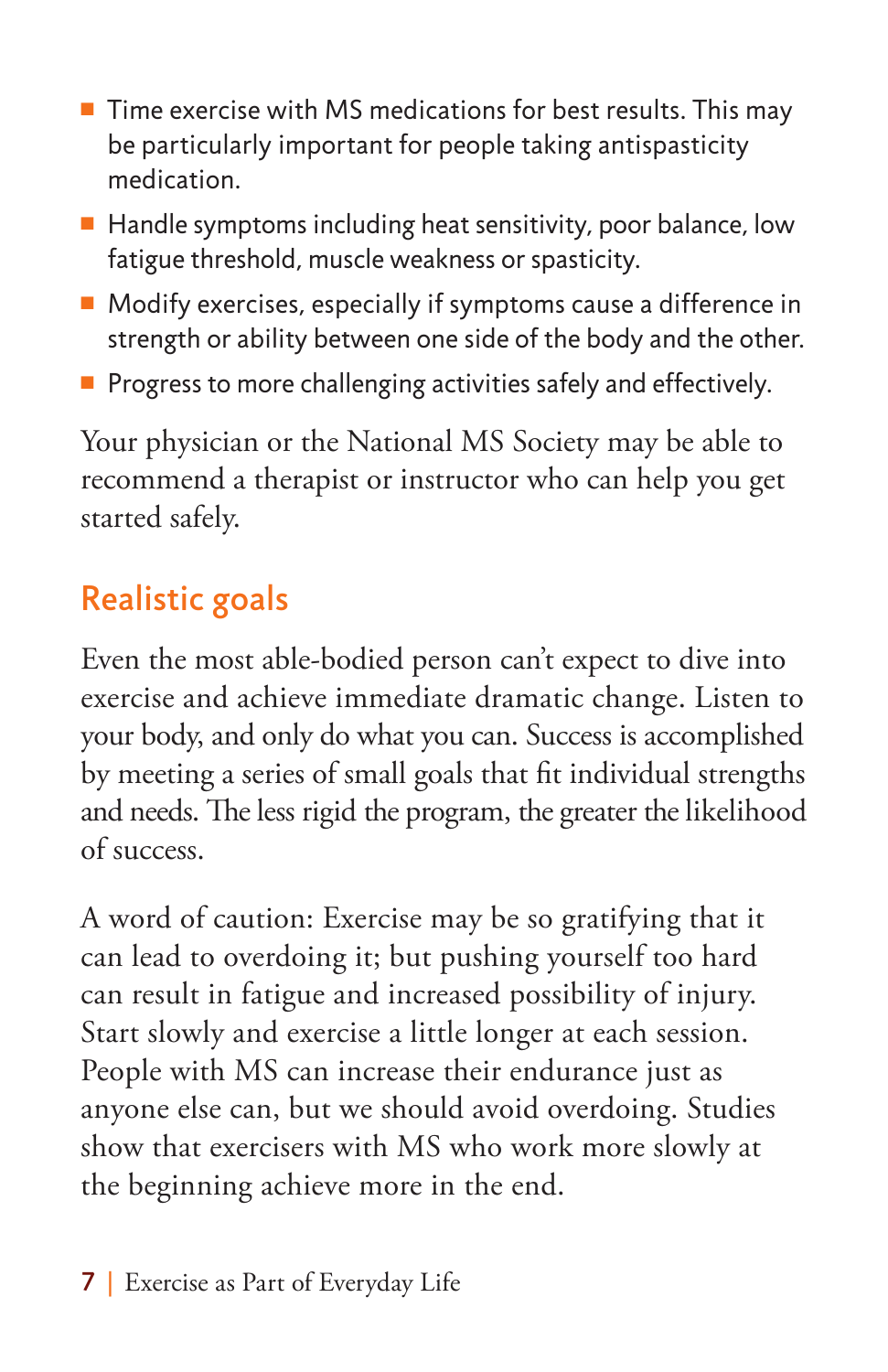- Time exercise with MS medications for best results. This may be particularly important for people taking antispasticity medication.
- Handle symptoms including heat sensitivity, poor balance, low fatigue threshold, muscle weakness or spasticity.
- Modify exercises, especially if symptoms cause a difference in strength or ability between one side of the body and the other.
- Progress to more challenging activities safely and effectively.

Your physician or the National MS Society may be able to recommend a therapist or instructor who can help you get started safely.

## Realistic goals

Even the most able-bodied person can't expect to dive into exercise and achieve immediate dramatic change. Listen to your body, and only do what you can. Success is accomplished by meeting a series of small goals that fit individual strengths and needs. The less rigid the program, the greater the likelihood of success.

A word of caution: Exercise may be so gratifying that it can lead to overdoing it; but pushing yourself too hard can result in fatigue and increased possibility of injury. Start slowly and exercise a little longer at each session. People with MS can increase their endurance just as anyone else can, but we should avoid overdoing. Studies show that exercisers with MS who work more slowly at the beginning achieve more in the end.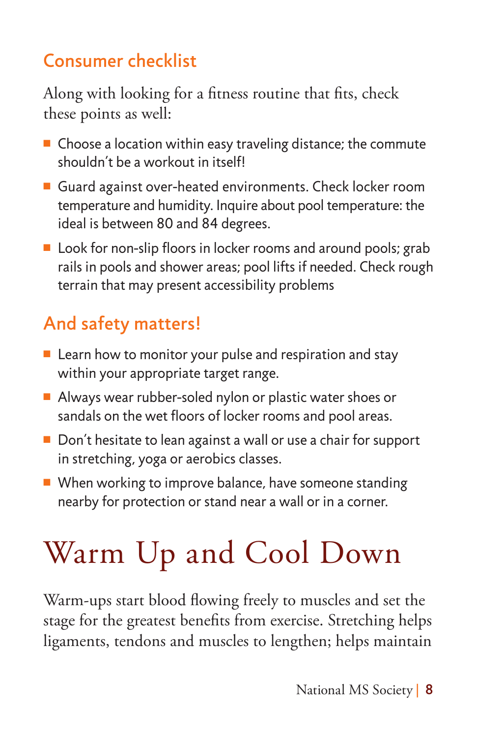## Consumer checklist

Along with looking for a fitness routine that fits, check these points as well:

- Choose a location within easy traveling distance; the commute shouldn't be a workout in itself!
- Guard against over-heated environments. Check locker room temperature and humidity. Inquire about pool temperature: the ideal is between 80 and 84 degrees.
- Look for non-slip floors in locker rooms and around pools; grab rails in pools and shower areas; pool lifts if needed. Check rough terrain that may present accessibility problems

## And safety matters!

- Learn how to monitor your pulse and respiration and stay within your appropriate target range.
- Always wear rubber-soled nylon or plastic water shoes or sandals on the wet floors of locker rooms and pool areas.
- Don't hesitate to lean against a wall or use a chair for support in stretching, yoga or aerobics classes.
- When working to improve balance, have someone standing nearby for protection or stand near a wall or in a corner.

# Warm Up and Cool Down

Warm-ups start blood flowing freely to muscles and set the stage for the greatest benefits from exercise. Stretching helps ligaments, tendons and muscles to lengthen; helps maintain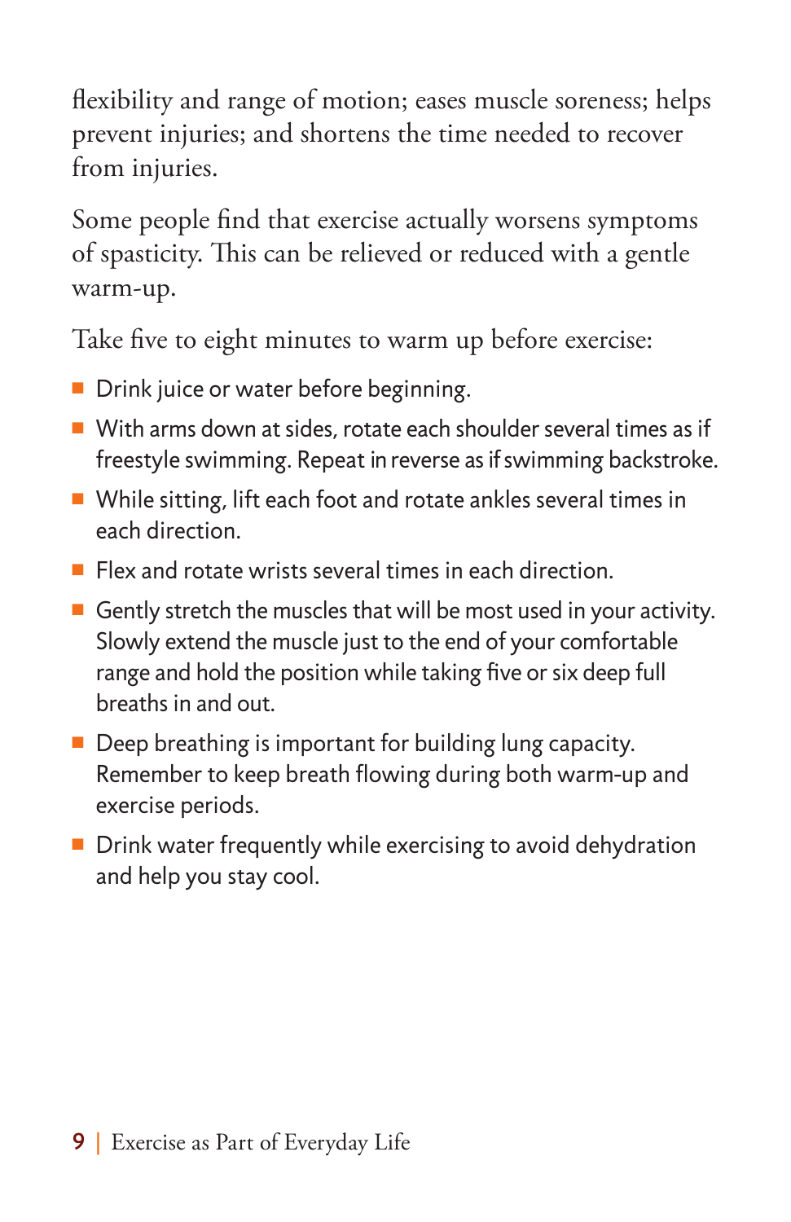flexibility and range of motion; eases muscle soreness; helps prevent injuries; and shortens the time needed to recover from injuries.

Some people find that exercise actually worsens symptoms of spasticity. This can be relieved or reduced with a gentle warm-up.

Take five to eight minutes to warm up before exercise:

- Drink juice or water before beginning.
- With arms down at sides, rotate each shoulder several times as if freestyle swimming. Repeat in reverse as if swimming backstroke.
- While sitting, lift each foot and rotate ankles several times in each direction.
- Flex and rotate wrists several times in each direction.
- Gently stretch the muscles that will be most used in your activity. Slowly extend the muscle just to the end of your comfortable range and hold the position while taking five or six deep full breaths in and out.
- Deep breathing is important for building lung capacity. Remember to keep breath flowing during both warm-up and exercise periods.
- Drink water frequently while exercising to avoid dehydration and help you stay cool.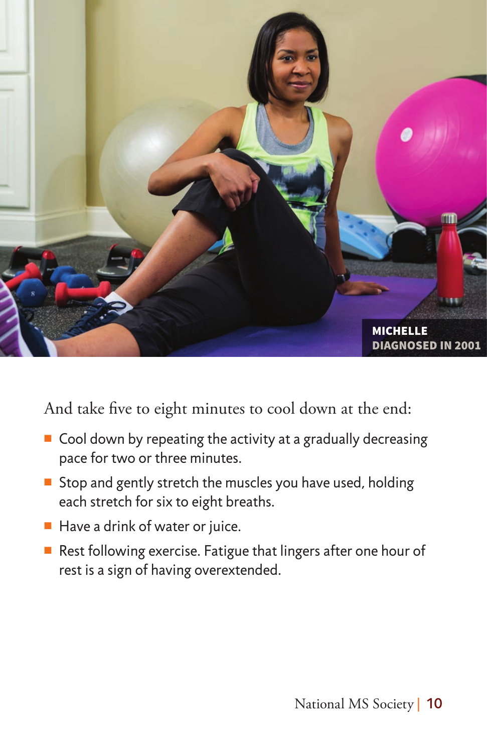MICHELLE
DIAGNOSED IN 2001

And take five to eight minutes to cool down at the end:

- Cool down by repeating the activity at a gradually decreasing pace for two or three minutes.
- Stop and gently stretch the muscles you have used, holding each stretch for six to eight breaths.
- Have a drink of water or juice.
- Rest following exercise. Fatigue that lingers after one hour of rest is a sign of having overextended.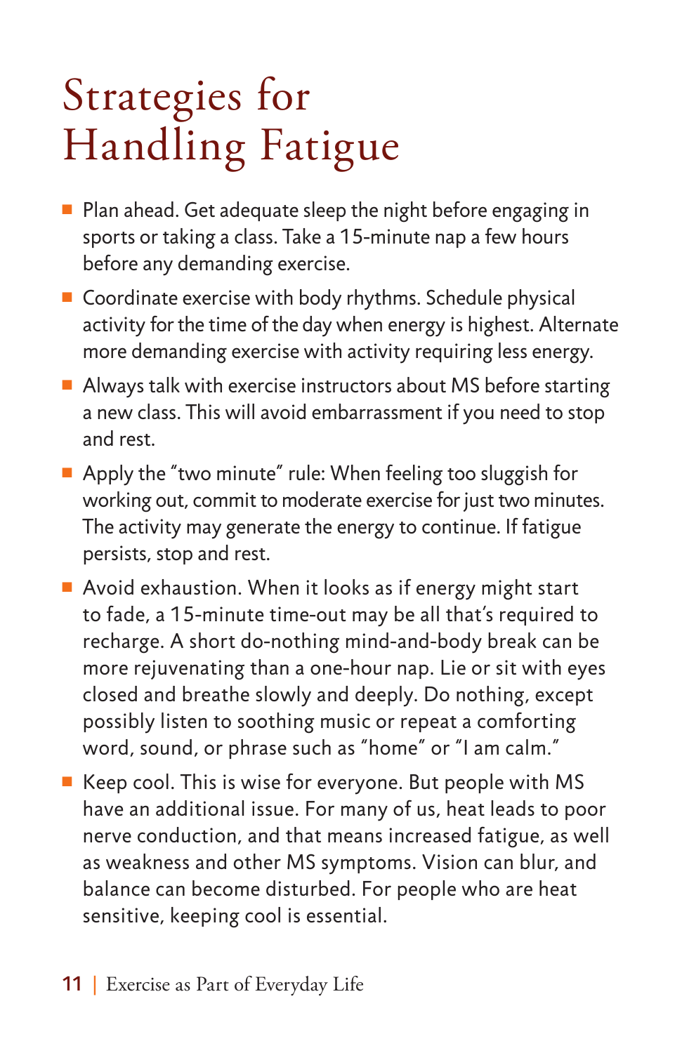# Strategies for Handling Fatigue

- Plan ahead. Get adequate sleep the night before engaging in sports or taking a class. Take a 15-minute nap a few hours before any demanding exercise.
- Coordinate exercise with body rhythms. Schedule physical activity for the time of the day when energy is highest. Alternate more demanding exercise with activity requiring less energy.
- Always talk with exercise instructors about MS before starting a new class. This will avoid embarrassment if you need to stop and rest.
- Apply the "two minute" rule: When feeling too sluggish for working out, commit to moderate exercise for just two minutes. The activity may generate the energy to continue. If fatigue persists, stop and rest.
- Avoid exhaustion. When it looks as if energy might start to fade, a 15-minute time-out may be all that's required to recharge. A short do-nothing mind-and-body break can be more rejuvenating than a one-hour nap. Lie or sit with eyes closed and breathe slowly and deeply. Do nothing, except possibly listen to soothing music or repeat a comforting word, sound, or phrase such as "home" or "I am calm."
- Keep cool. This is wise for everyone. But people with MS have an additional issue. For many of us, heat leads to poor nerve conduction, and that means increased fatigue, as well as weakness and other MS symptoms. Vision can blur, and balance can become disturbed. For people who are heat sensitive, keeping cool is essential.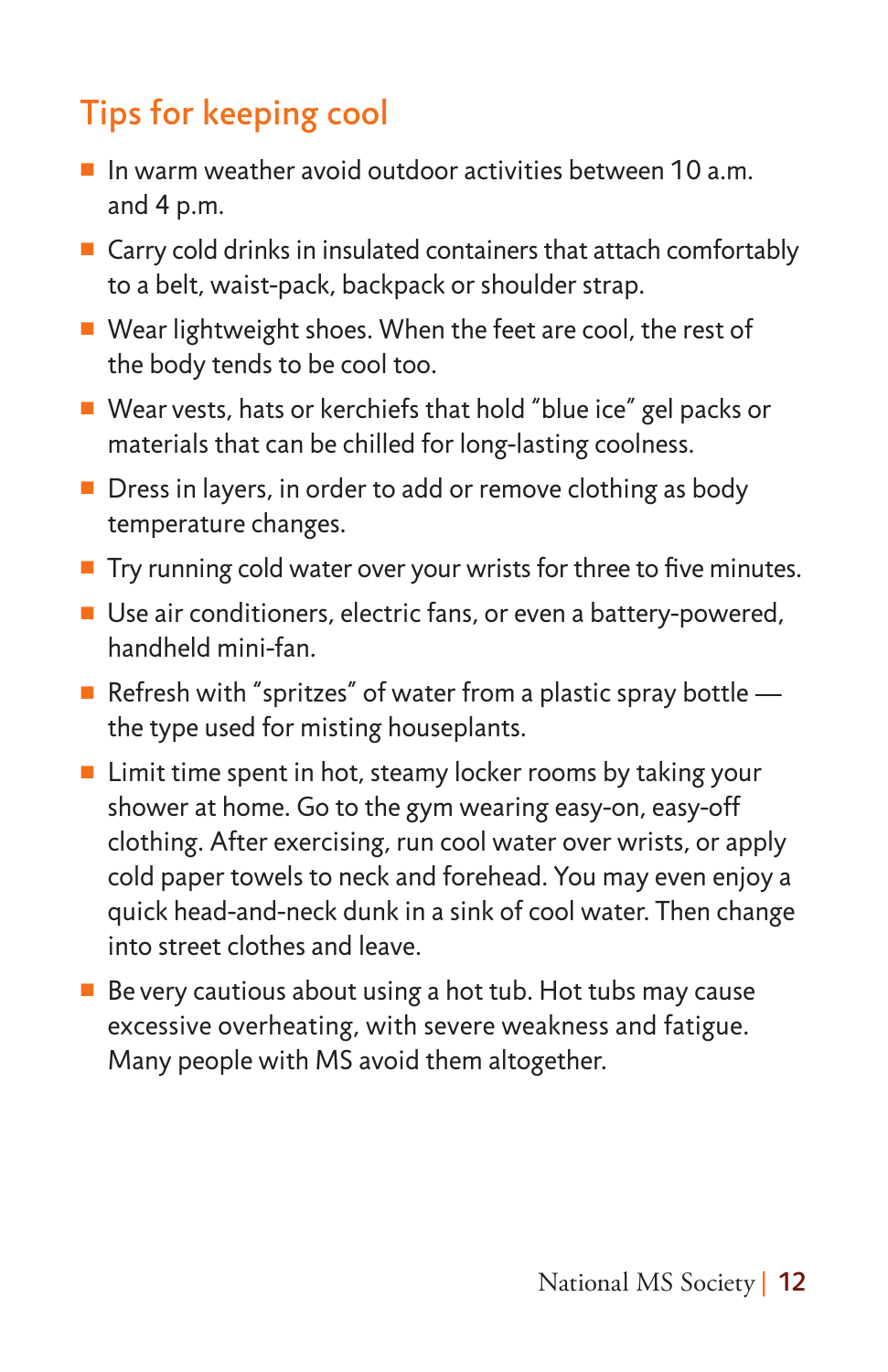## Tips for keeping cool

- In warm weather avoid outdoor activities between 10 a.m. and 4 p.m.
- Carry cold drinks in insulated containers that attach comfortably to a belt, waist-pack, backpack or shoulder strap.
- Wear lightweight shoes. When the feet are cool, the rest of the body tends to be cool too.
- Wear vests, hats or kerchiefs that hold "blue ice" gel packs or materials that can be chilled for long-lasting coolness.
- Dress in layers, in order to add or remove clothing as body temperature changes.
- Try running cold water over your wrists for three to five minutes.
- Use air conditioners, electric fans, or even a battery-powered, handheld mini-fan.
- Refresh with "spritzes" of water from a plastic spray bottle — the type used for misting houseplants.
- Limit time spent in hot, steamy locker rooms by taking your shower at home. Go to the gym wearing easy-on, easy-off clothing. After exercising, run cool water over wrists, or apply cold paper towels to neck and forehead. You may even enjoy a quick head-and-neck dunk in a sink of cool water. Then change into street clothes and leave.
- Be very cautious about using a hot tub. Hot tubs may cause excessive overheating, with severe weakness and fatigue. Many people with MS avoid them altogether.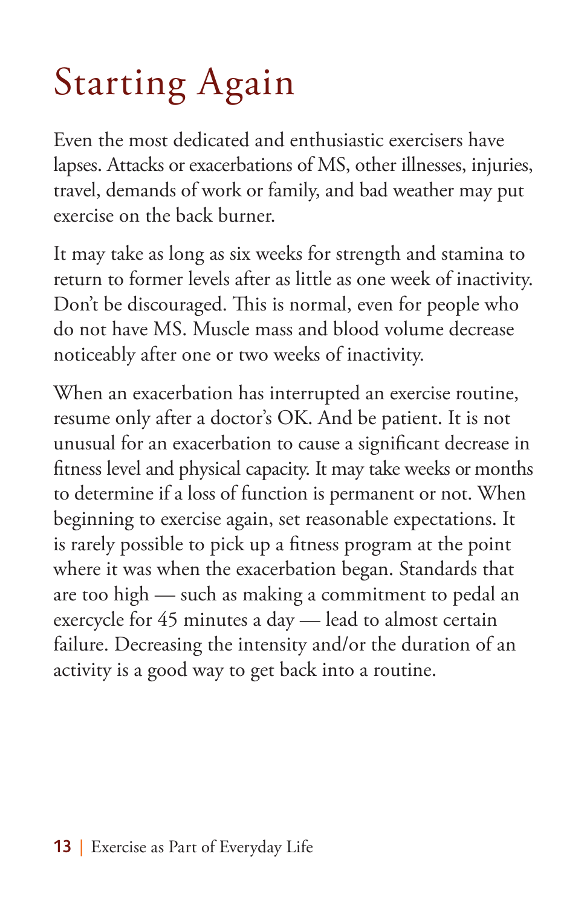# Starting Again

Even the most dedicated and enthusiastic exercisers have lapses. Attacks or exacerbations of MS, other illnesses, injuries, travel, demands of work or family, and bad weather may put exercise on the back burner.

It may take as long as six weeks for strength and stamina to return to former levels after as little as one week of inactivity. Don't be discouraged. This is normal, even for people who do not have MS. Muscle mass and blood volume decrease noticeably after one or two weeks of inactivity.

When an exacerbation has interrupted an exercise routine, resume only after a doctor's OK. And be patient. It is not unusual for an exacerbation to cause a significant decrease in fitness level and physical capacity. It may take weeks or months to determine if a loss of function is permanent or not. When beginning to exercise again, set reasonable expectations. It is rarely possible to pick up a fitness program at the point where it was when the exacerbation began. Standards that are too high — such as making a commitment to pedal an exercycle for 45 minutes a day — lead to almost certain failure. Decreasing the intensity and/or the duration of an activity is a good way to get back into a routine.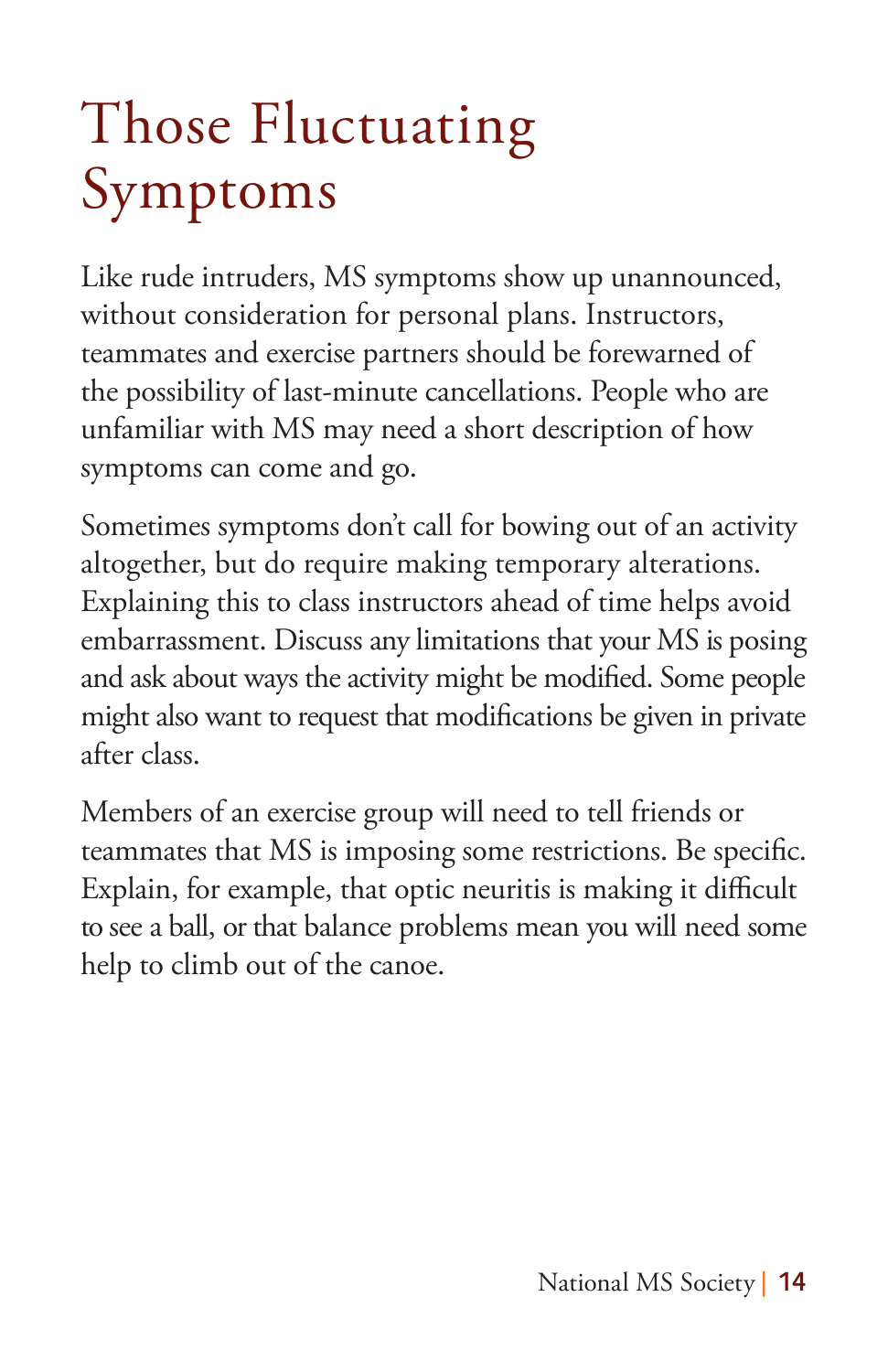# Those Fluctuating Symptoms

Like rude intruders, MS symptoms show up unannounced, without consideration for personal plans. Instructors, teammates and exercise partners should be forewarned of the possibility of last-minute cancellations. People who are unfamiliar with MS may need a short description of how symptoms can come and go.

Sometimes symptoms don't call for bowing out of an activity altogether, but do require making temporary alterations. Explaining this to class instructors ahead of time helps avoid embarrassment. Discuss any limitations that your MS is posing and ask about ways the activity might be modified. Some people might also want to request that modifications be given in private after class.

Members of an exercise group will need to tell friends or teammates that MS is imposing some restrictions. Be specific. Explain, for example, that optic neuritis is making it difficult to see a ball, or that balance problems mean you will need some help to climb out of the canoe.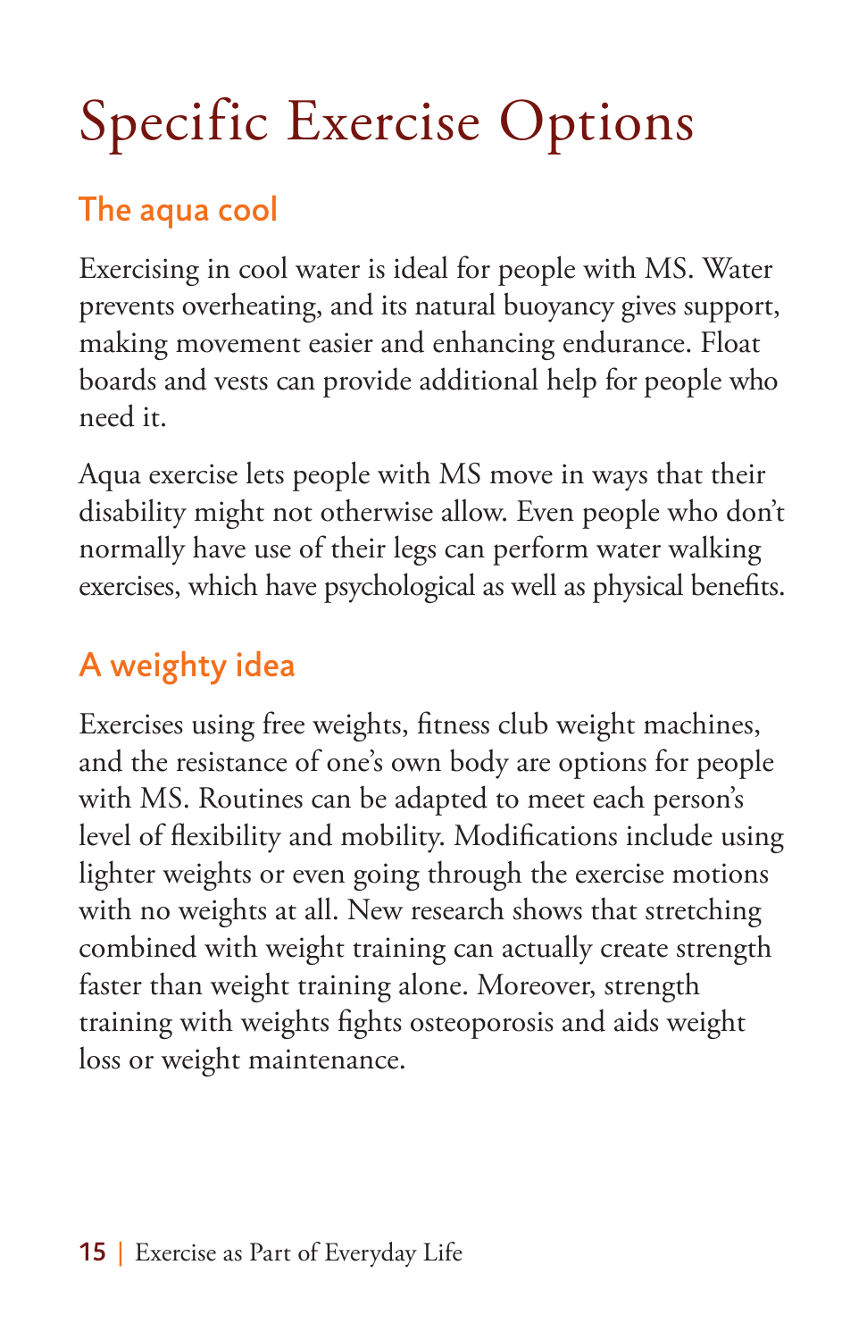# Specific Exercise Options

## The aqua cool

Exercising in cool water is ideal for people with MS. Water prevents overheating, and its natural buoyancy gives support, making movement easier and enhancing endurance. Float boards and vests can provide additional help for people who need it.

Aqua exercise lets people with MS move in ways that their disability might not otherwise allow. Even people who don't normally have use of their legs can perform water walking exercises, which have psychological as well as physical benefits.

## A weighty idea

Exercises using free weights, fitness club weight machines, and the resistance of one's own body are options for people with MS. Routines can be adapted to meet each person's level of flexibility and mobility. Modifications include using lighter weights or even going through the exercise motions with no weights at all. New research shows that stretching combined with weight training can actually create strength faster than weight training alone. Moreover, strength training with weights fights osteoporosis and aids weight loss or weight maintenance.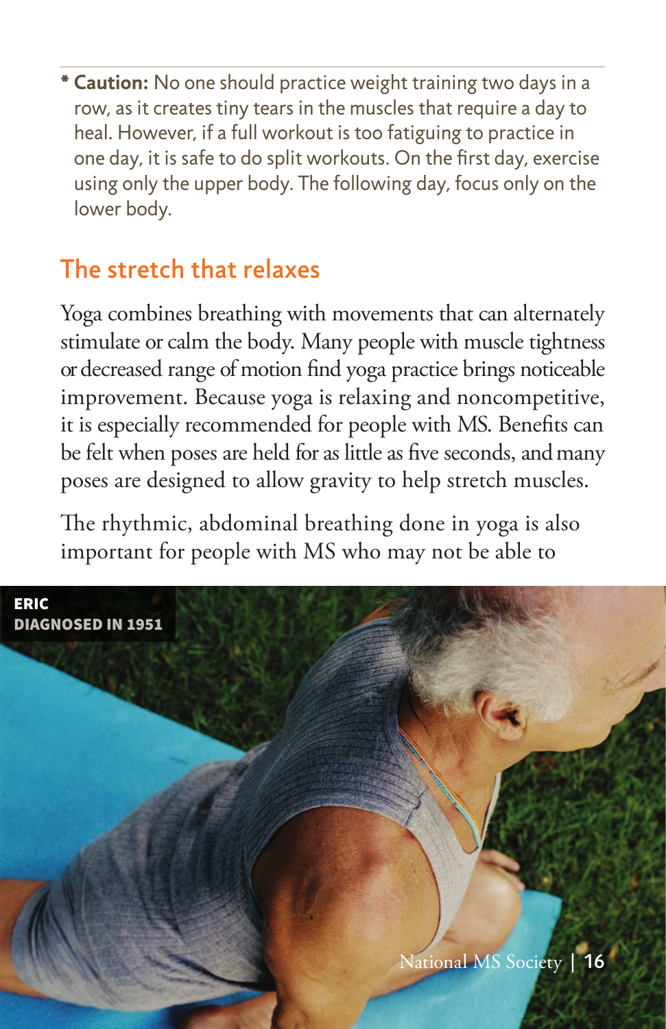\* **Caution:** No one should practice weight training two days in a row, as it creates tiny tears in the muscles that require a day to heal. However, if a full workout is too fatiguing to practice in one day, it is safe to do split workouts. On the first day, exercise using only the upper body. The following day, focus only on the lower body.

## The stretch that relaxes

Yoga combines breathing with movements that can alternately stimulate or calm the body. Many people with muscle tightness or decreased range of motion find yoga practice brings noticeable improvement. Because yoga is relaxing and noncompetitive, it is especially recommended for people with MS. Benefits can be felt when poses are held for as little as five seconds, and many poses are designed to allow gravity to help stretch muscles.

The rhythmic, abdominal breathing done in yoga is also important for people with MS who may not be able to

**ERIC**
**DIAGNOSED IN 1951**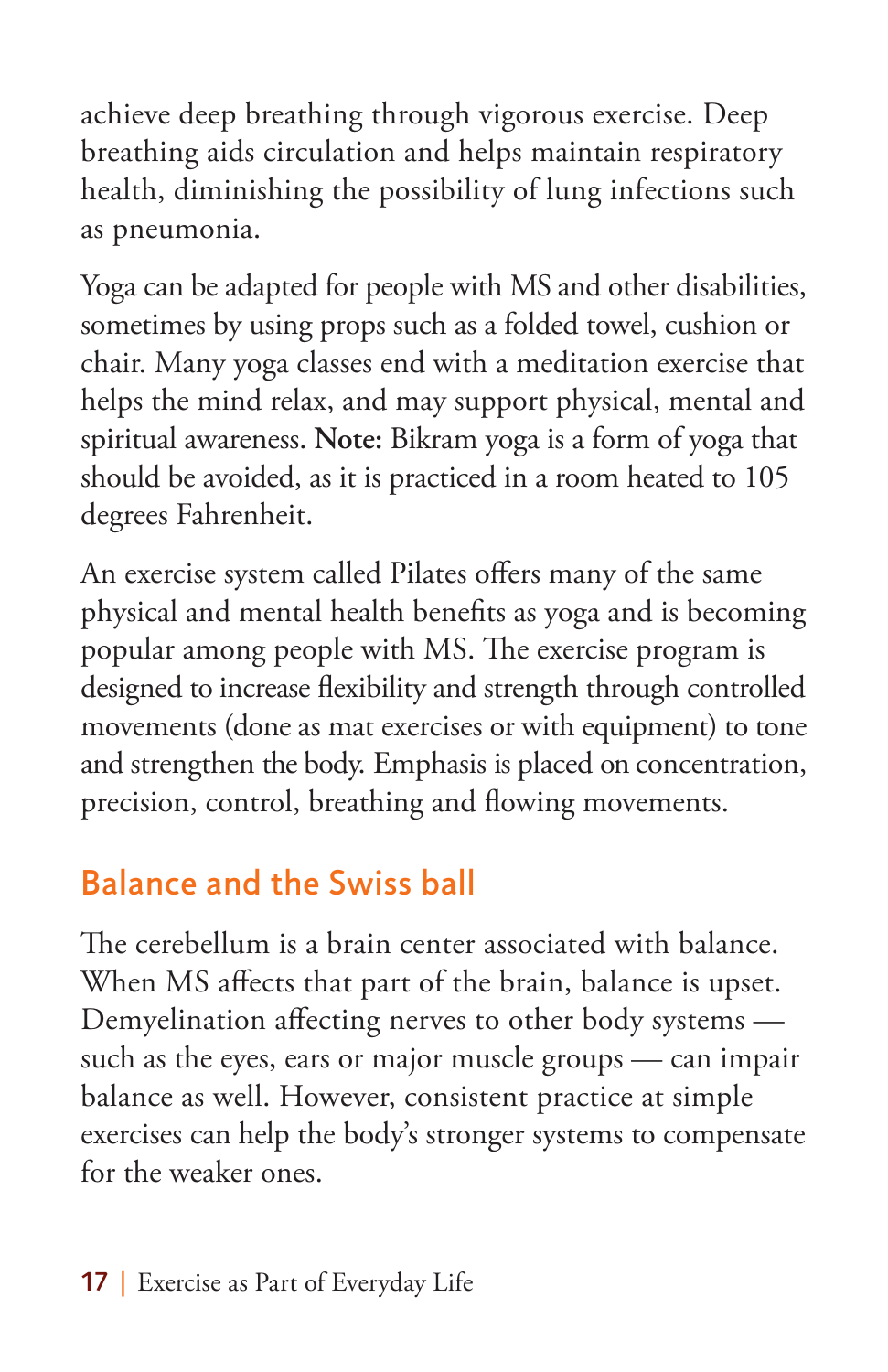achieve deep breathing through vigorous exercise. Deep breathing aids circulation and helps maintain respiratory health, diminishing the possibility of lung infections such as pneumonia.

Yoga can be adapted for people with MS and other disabilities, sometimes by using props such as a folded towel, cushion or chair. Many yoga classes end with a meditation exercise that helps the mind relax, and may support physical, mental and spiritual awareness. **Note:** Bikram yoga is a form of yoga that should be avoided, as it is practiced in a room heated to 105 degrees Fahrenheit.

An exercise system called Pilates offers many of the same physical and mental health benefits as yoga and is becoming popular among people with MS. The exercise program is designed to increase flexibility and strength through controlled movements (done as mat exercises or with equipment) to tone and strengthen the body. Emphasis is placed on concentration, precision, control, breathing and flowing movements.

## Balance and the Swiss ball

The cerebellum is a brain center associated with balance. When MS affects that part of the brain, balance is upset. Demyelination affecting nerves to other body systems — such as the eyes, ears or major muscle groups — can impair balance as well. However, consistent practice at simple exercises can help the body's stronger systems to compensate for the weaker ones.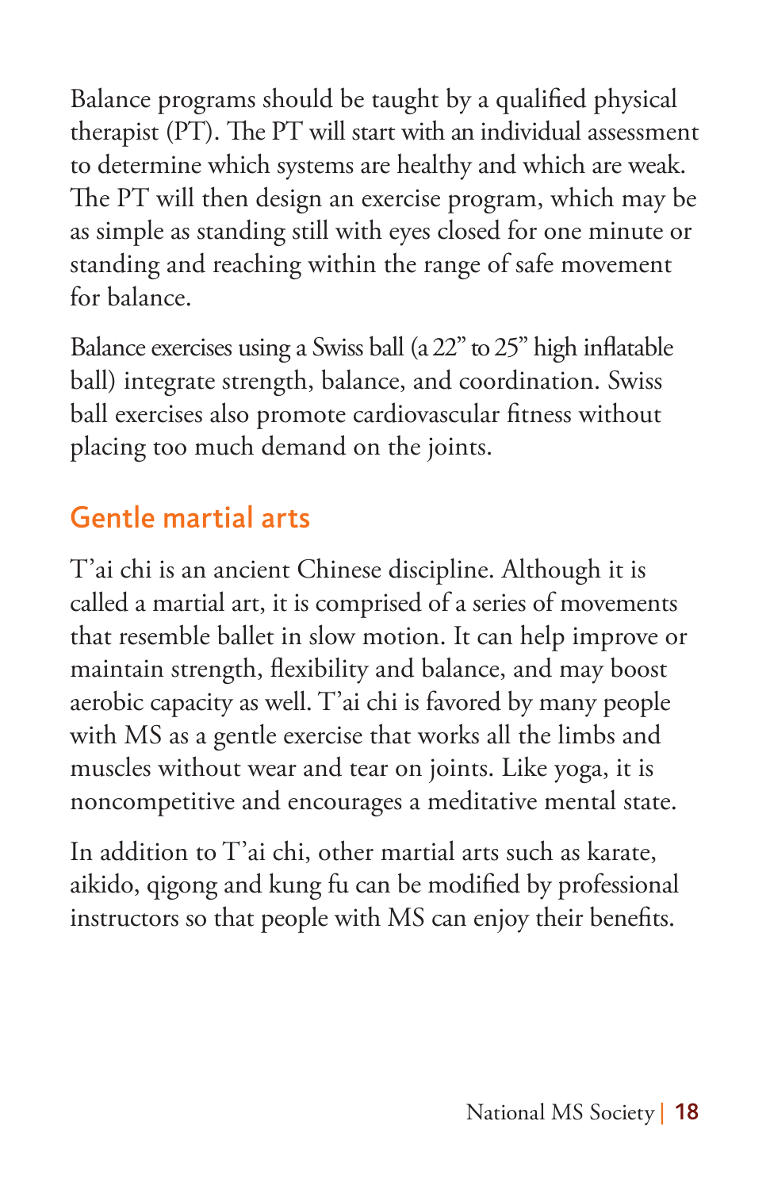Balance programs should be taught by a qualified physical therapist (PT). The PT will start with an individual assessment to determine which systems are healthy and which are weak. The PT will then design an exercise program, which may be as simple as standing still with eyes closed for one minute or standing and reaching within the range of safe movement for balance.

Balance exercises using a Swiss ball (a 22" to 25" high inflatable ball) integrate strength, balance, and coordination. Swiss ball exercises also promote cardiovascular fitness without placing too much demand on the joints.

## Gentle martial arts

T'ai chi is an ancient Chinese discipline. Although it is called a martial art, it is comprised of a series of movements that resemble ballet in slow motion. It can help improve or maintain strength, flexibility and balance, and may boost aerobic capacity as well. T'ai chi is favored by many people with MS as a gentle exercise that works all the limbs and muscles without wear and tear on joints. Like yoga, it is noncompetitive and encourages a meditative mental state.

In addition to T'ai chi, other martial arts such as karate, aikido, qigong and kung fu can be modified by professional instructors so that people with MS can enjoy their benefits.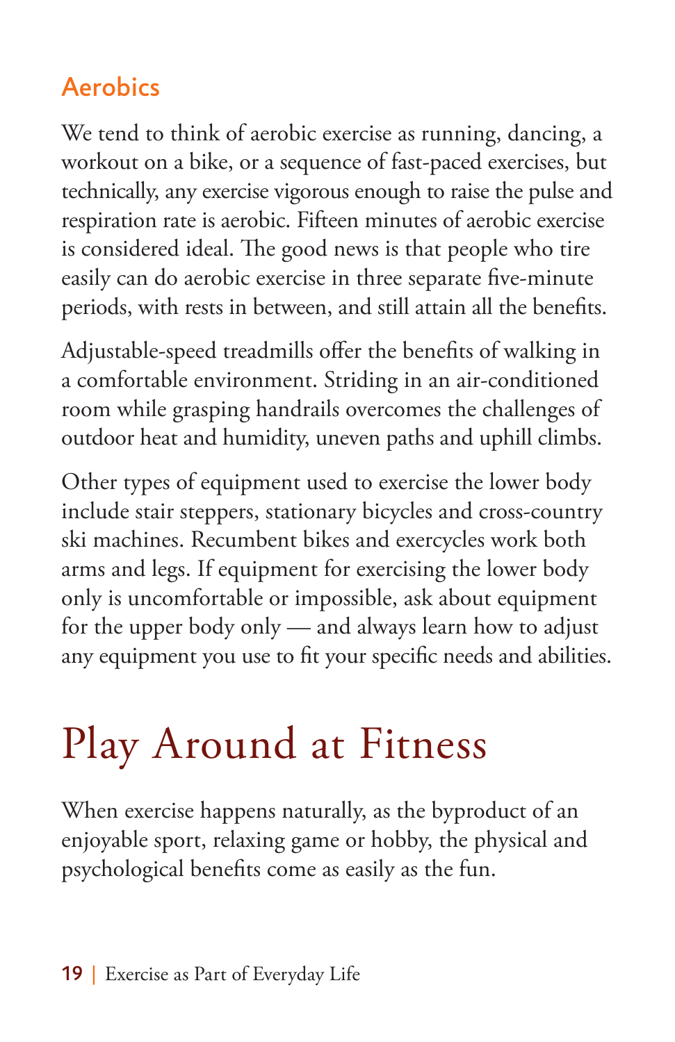### Aerobics

We tend to think of aerobic exercise as running, dancing, a workout on a bike, or a sequence of fast-paced exercises, but technically, any exercise vigorous enough to raise the pulse and respiration rate is aerobic. Fifteen minutes of aerobic exercise is considered ideal. The good news is that people who tire easily can do aerobic exercise in three separate five-minute periods, with rests in between, and still attain all the benefits.

Adjustable-speed treadmills offer the benefits of walking in a comfortable environment. Striding in an air-conditioned room while grasping handrails overcomes the challenges of outdoor heat and humidity, uneven paths and uphill climbs.

Other types of equipment used to exercise the lower body include stair steppers, stationary bicycles and cross-country ski machines. Recumbent bikes and exercycles work both arms and legs. If equipment for exercising the lower body only is uncomfortable or impossible, ask about equipment for the upper body only — and always learn how to adjust any equipment you use to fit your specific needs and abilities.

# Play Around at Fitness

When exercise happens naturally, as the byproduct of an enjoyable sport, relaxing game or hobby, the physical and psychological benefits come as easily as the fun.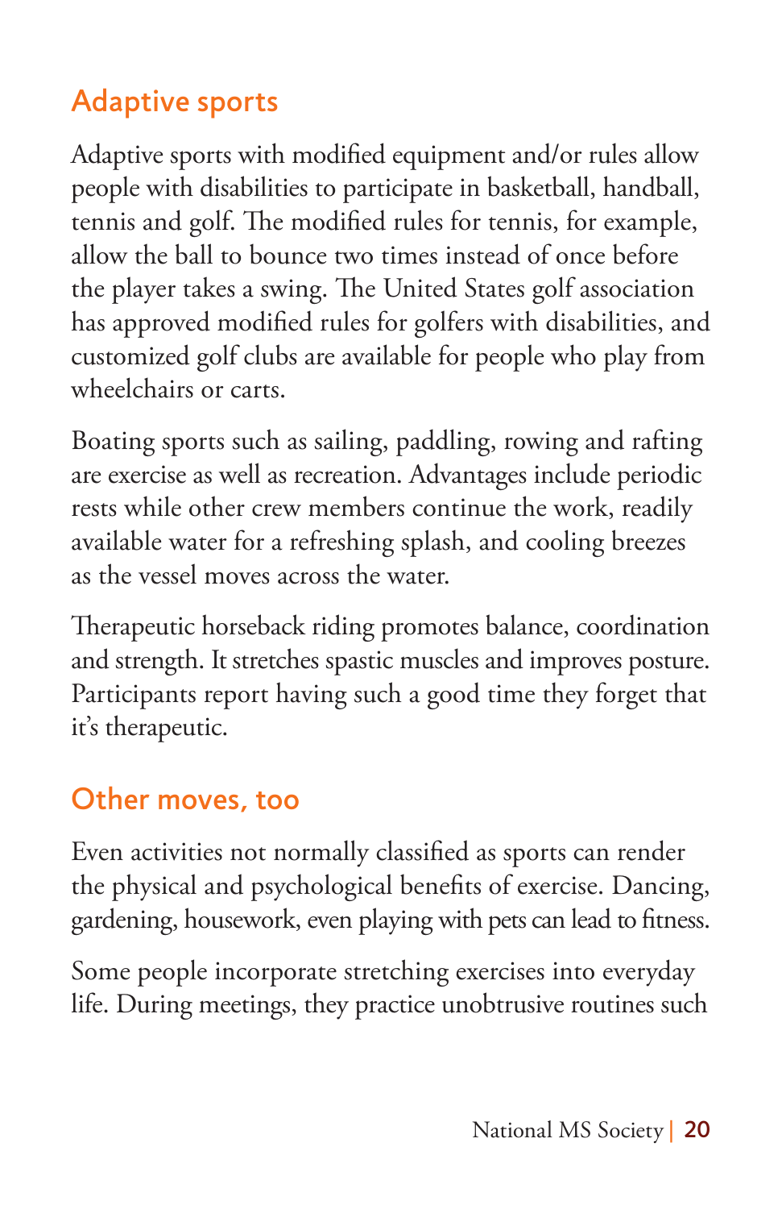## Adaptive sports

Adaptive sports with modified equipment and/or rules allow people with disabilities to participate in basketball, handball, tennis and golf. The modified rules for tennis, for example, allow the ball to bounce two times instead of once before the player takes a swing. The United States golf association has approved modified rules for golfers with disabilities, and customized golf clubs are available for people who play from wheelchairs or carts.

Boating sports such as sailing, paddling, rowing and rafting are exercise as well as recreation. Advantages include periodic rests while other crew members continue the work, readily available water for a refreshing splash, and cooling breezes as the vessel moves across the water.

Therapeutic horseback riding promotes balance, coordination and strength. It stretches spastic muscles and improves posture. Participants report having such a good time they forget that it's therapeutic.

## Other moves, too

Even activities not normally classified as sports can render the physical and psychological benefits of exercise. Dancing, gardening, housework, even playing with pets can lead to fitness.

Some people incorporate stretching exercises into everyday life. During meetings, they practice unobtrusive routines such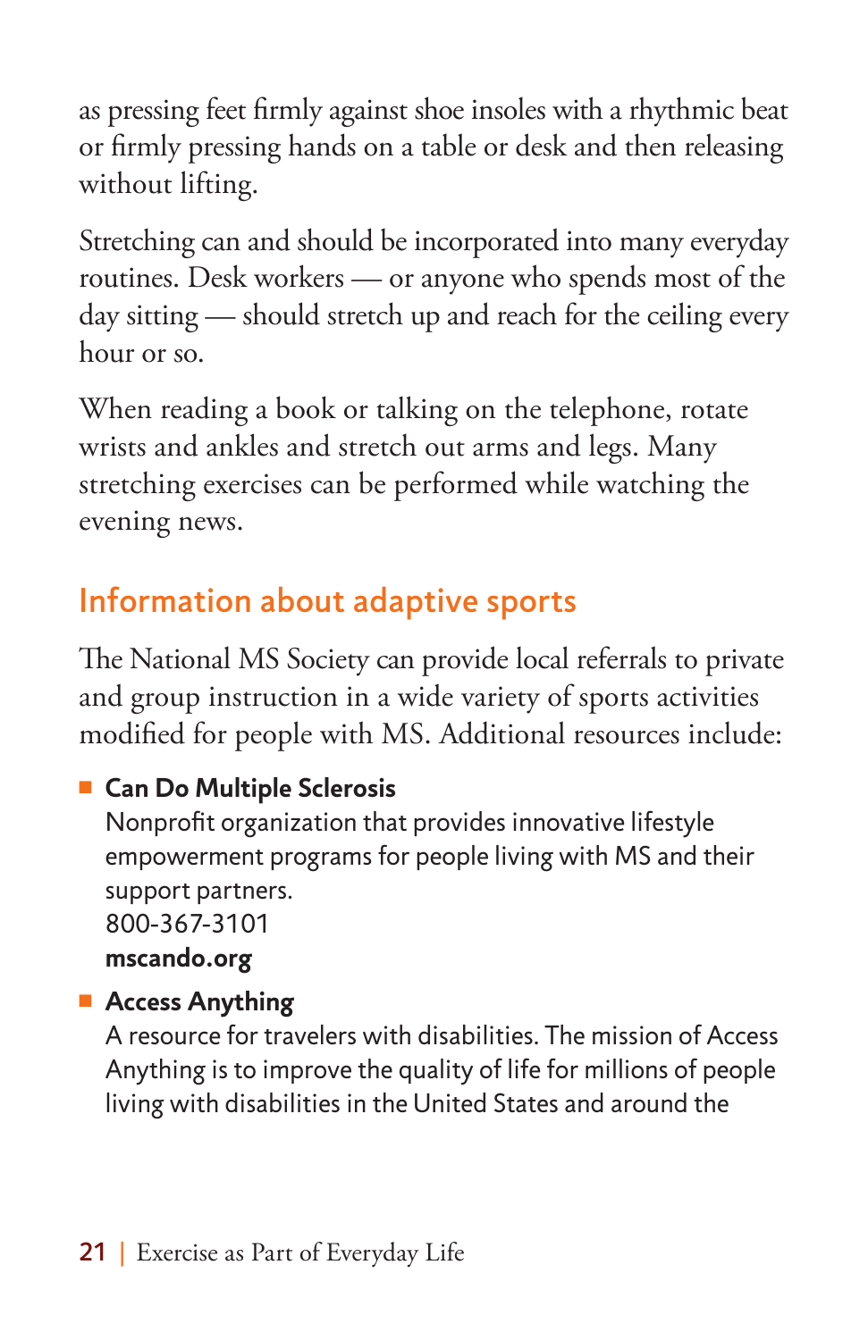as pressing feet firmly against shoe insoles with a rhythmic beat or firmly pressing hands on a table or desk and then releasing without lifting.

Stretching can and should be incorporated into many everyday routines. Desk workers — or anyone who spends most of the day sitting — should stretch up and reach for the ceiling every hour or so.

When reading a book or talking on the telephone, rotate wrists and ankles and stretch out arms and legs. Many stretching exercises can be performed while watching the evening news.

## Information about adaptive sports

The National MS Society can provide local referrals to private and group instruction in a wide variety of sports activities modified for people with MS. Additional resources include:

- **Can Do Multiple Sclerosis**
  Nonprofit organization that provides innovative lifestyle empowerment programs for people living with MS and their support partners.
  800-367-3101
  **mscando.org**
- **Access Anything**
  A resource for travelers with disabilities. The mission of Access Anything is to improve the quality of life for millions of people living with disabilities in the United States and around the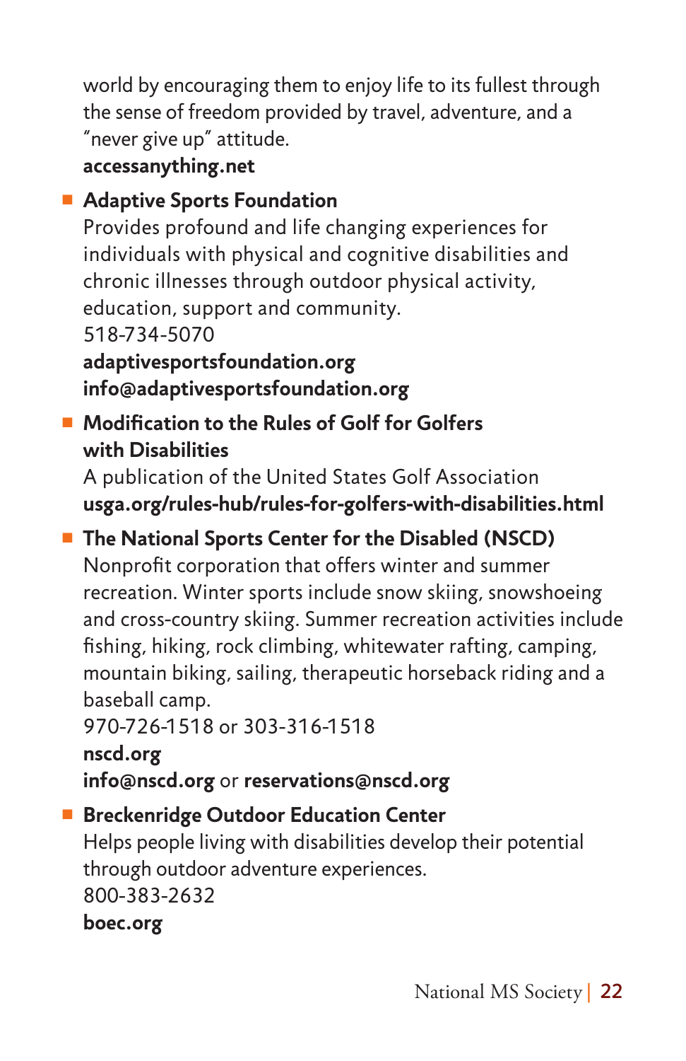world by encouraging them to enjoy life to its fullest through the sense of freedom provided by travel, adventure, and a "never give up" attitude.
**accessanything.net**

- **Adaptive Sports Foundation**
  Provides profound and life changing experiences for individuals with physical and cognitive disabilities and chronic illnesses through outdoor physical activity, education, support and community.
  518-734-5070
  **adaptivesportsfoundation.org**
  **info@adaptivesportsfoundation.org**

- **Modification to the Rules of Golf for Golfers with Disabilities**
  A publication of the United States Golf Association
  **usga.org/rules-hub/rules-for-golfers-with-disabilities.html**

- **The National Sports Center for the Disabled (NSCD)**
  Nonprofit corporation that offers winter and summer recreation. Winter sports include snow skiing, snowshoeing and cross-country skiing. Summer recreation activities include fishing, hiking, rock climbing, whitewater rafting, camping, mountain biking, sailing, therapeutic horseback riding and a baseball camp.
  970-726-1518 or 303-316-1518
  **nscd.org**
  **info@nscd.org** or **reservations@nscd.org**

- **Breckenridge Outdoor Education Center**
  Helps people living with disabilities develop their potential through outdoor adventure experiences.
  800-383-2632
  **boec.org**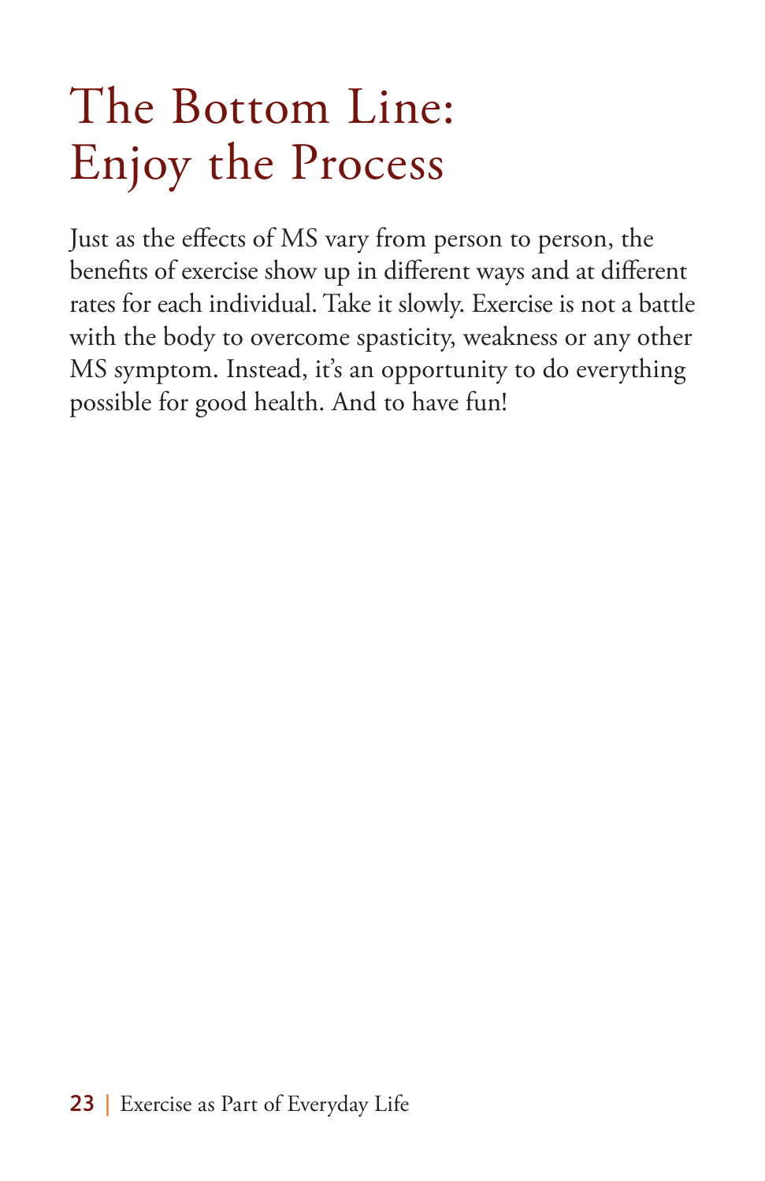# The Bottom Line: Enjoy the Process

Just as the effects of MS vary from person to person, the benefits of exercise show up in different ways and at different rates for each individual. Take it slowly. Exercise is not a battle with the body to overcome spasticity, weakness or any other MS symptom. Instead, it's an opportunity to do everything possible for good health. And to have fun!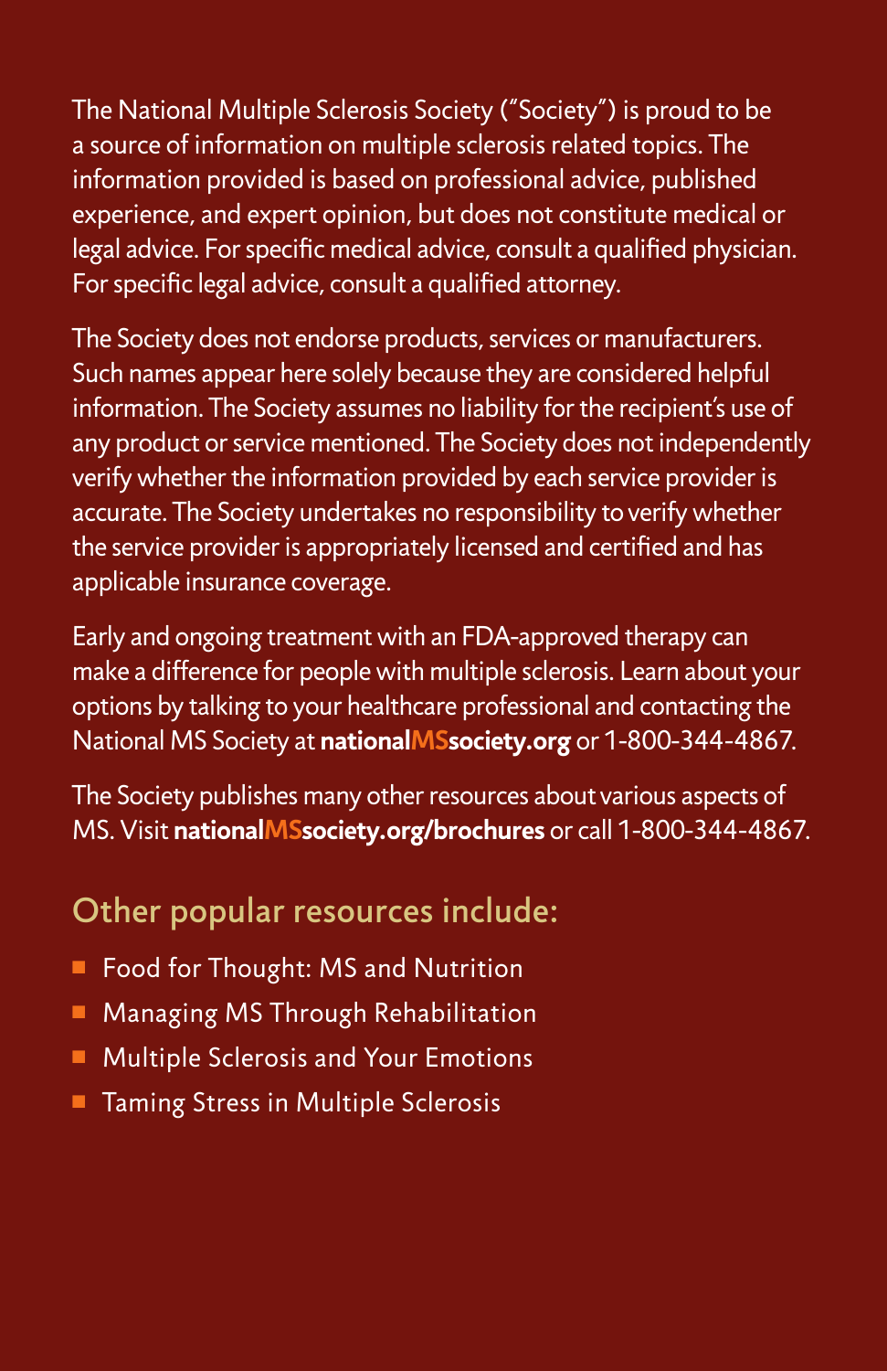The National Multiple Sclerosis Society ("Society") is proud to be a source of information on multiple sclerosis related topics. The information provided is based on professional advice, published experience, and expert opinion, but does not constitute medical or legal advice. For specific medical advice, consult a qualified physician. For specific legal advice, consult a qualified attorney.

The Society does not endorse products, services or manufacturers. Such names appear here solely because they are considered helpful information. The Society assumes no liability for the recipient's use of any product or service mentioned. The Society does not independently verify whether the information provided by each service provider is accurate. The Society undertakes no responsibility to verify whether the service provider is appropriately licensed and certified and has applicable insurance coverage.

Early and ongoing treatment with an FDA-approved therapy can make a difference for people with multiple sclerosis. Learn about your options by talking to your healthcare professional and contacting the National MS Society at **nationalMSsociety.org** or 1-800-344-4867.

The Society publishes many other resources about various aspects of MS. Visit **nationalMSsociety.org/brochures** or call 1-800-344-4867.

## Other popular resources include:

- Food for Thought: MS and Nutrition
- Managing MS Through Rehabilitation
- Multiple Sclerosis and Your Emotions
- Taming Stress in Multiple Sclerosis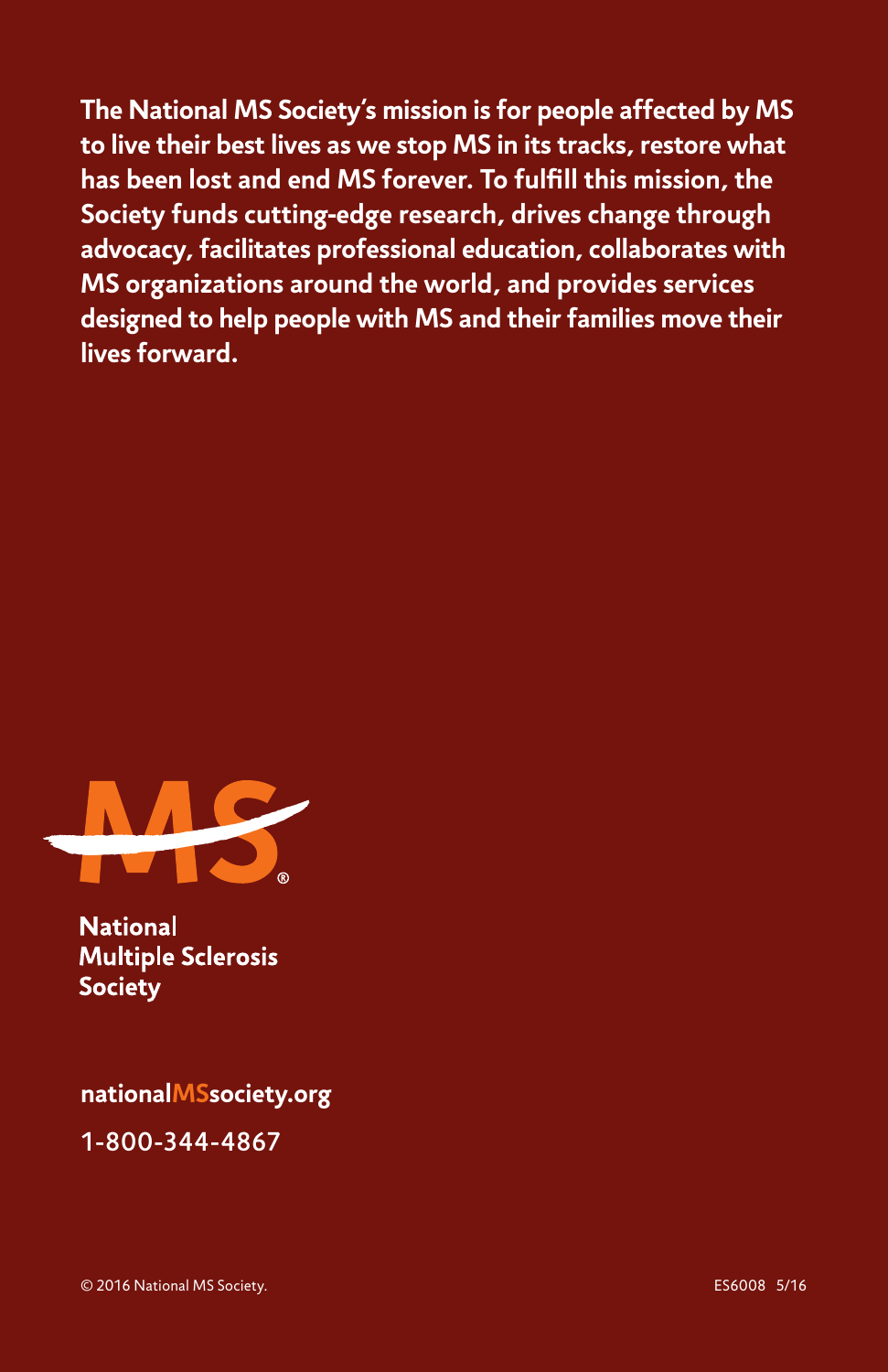**The National MS Society's mission is for people affected by MS to live their best lives as we stop MS in its tracks, restore what has been lost and end MS forever. To fulfill this mission, the Society funds cutting-edge research, drives change through advocacy, facilitates professional education, collaborates with MS organizations around the world, and provides services designed to help people with MS and their families move their lives forward.**

**National**
**Multiple Sclerosis**
**Society**

**nationalMSsociety.org**

1-800-344-4867

© 2016 National MS Society.

ES6008 5/16